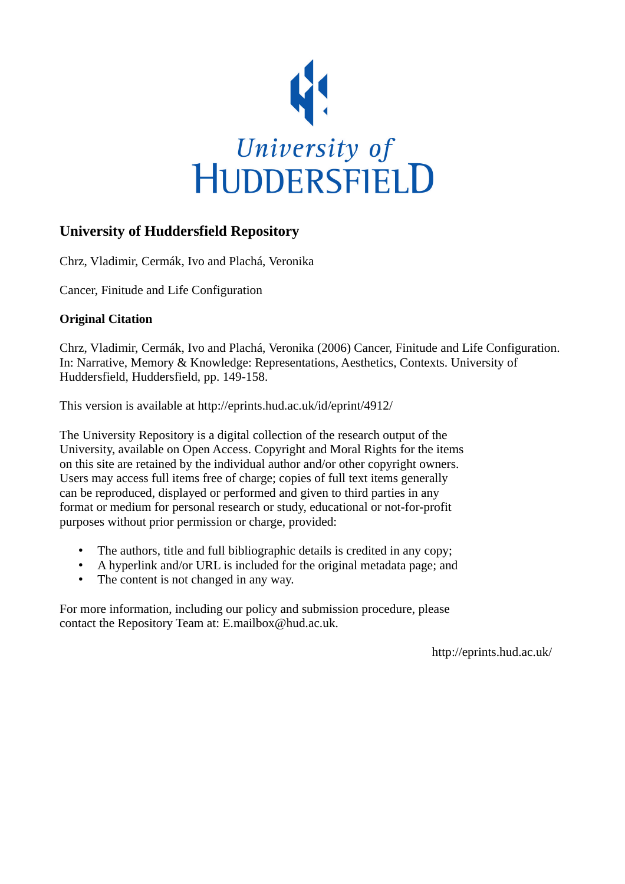University of Huddersfield

# University of Huddersfield Repository

Chrz, Vladimir, Cermák, Ivo and Plachá, Veronika

Cancer, Finitude and Life Configuration

**Original Citation**

Chrz, Vladimir, Cermák, Ivo and Plachá, Veronika (2006) Cancer, Finitude and Life Configuration. In: Narrative, Memory & Knowledge: Representations, Aesthetics, Contexts. University of Huddersfield, Huddersfield, pp. 149-158.

This version is available at http://eprints.hud.ac.uk/id/eprint/4912/

The University Repository is a digital collection of the research output of the University, available on Open Access. Copyright and Moral Rights for the items on this site are retained by the individual author and/or other copyright owners. Users may access full items free of charge; copies of full text items generally can be reproduced, displayed or performed and given to third parties in any format or medium for personal research or study, educational or not-for-profit purposes without prior permission or charge, provided:

- The authors, title and full bibliographic details is credited in any copy;
- A hyperlink and/or URL is included for the original metadata page; and
- The content is not changed in any way.

For more information, including our policy and submission procedure, please contact the Repository Team at: E.mailbox@hud.ac.uk.

http://eprints.hud.ac.uk/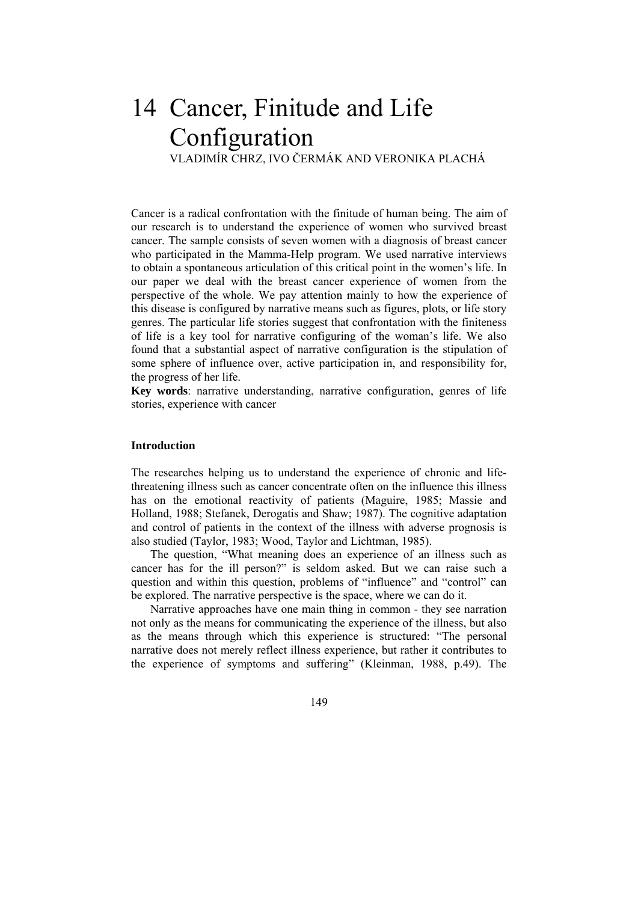# 14 Cancer, Finitude and Life Configuration

VLADIMÍR CHRZ, IVO ČERMÁK AND VERONIKA PLACHÁ

Cancer is a radical confrontation with the finitude of human being. The aim of our research is to understand the experience of women who survived breast cancer. The sample consists of seven women with a diagnosis of breast cancer who participated in the Mamma-Help program. We used narrative interviews to obtain a spontaneous articulation of this critical point in the women's life. In our paper we deal with the breast cancer experience of women from the perspective of the whole. We pay attention mainly to how the experience of this disease is configured by narrative means such as figures, plots, or life story genres. The particular life stories suggest that confrontation with the finiteness of life is a key tool for narrative configuring of the woman's life. We also found that a substantial aspect of narrative configuration is the stipulation of some sphere of influence over, active participation in, and responsibility for, the progress of her life.

**Key words**: narrative understanding, narrative configuration, genres of life stories, experience with cancer

### Introduction

The researches helping us to understand the experience of chronic and life-threatening illness such as cancer concentrate often on the influence this illness has on the emotional reactivity of patients (Maguire, 1985; Massie and Holland, 1988; Stefanek, Derogatis and Shaw; 1987). The cognitive adaptation and control of patients in the context of the illness with adverse prognosis is also studied (Taylor, 1983; Wood, Taylor and Lichtman, 1985).

The question, "What meaning does an experience of an illness such as cancer has for the ill person?" is seldom asked. But we can raise such a question and within this question, problems of "influence" and "control" can be explored. The narrative perspective is the space, where we can do it.

Narrative approaches have one main thing in common - they see narration not only as the means for communicating the experience of the illness, but also as the means through which this experience is structured: "The personal narrative does not merely reflect illness experience, but rather it contributes to the experience of symptoms and suffering" (Kleinman, 1988, p.49). The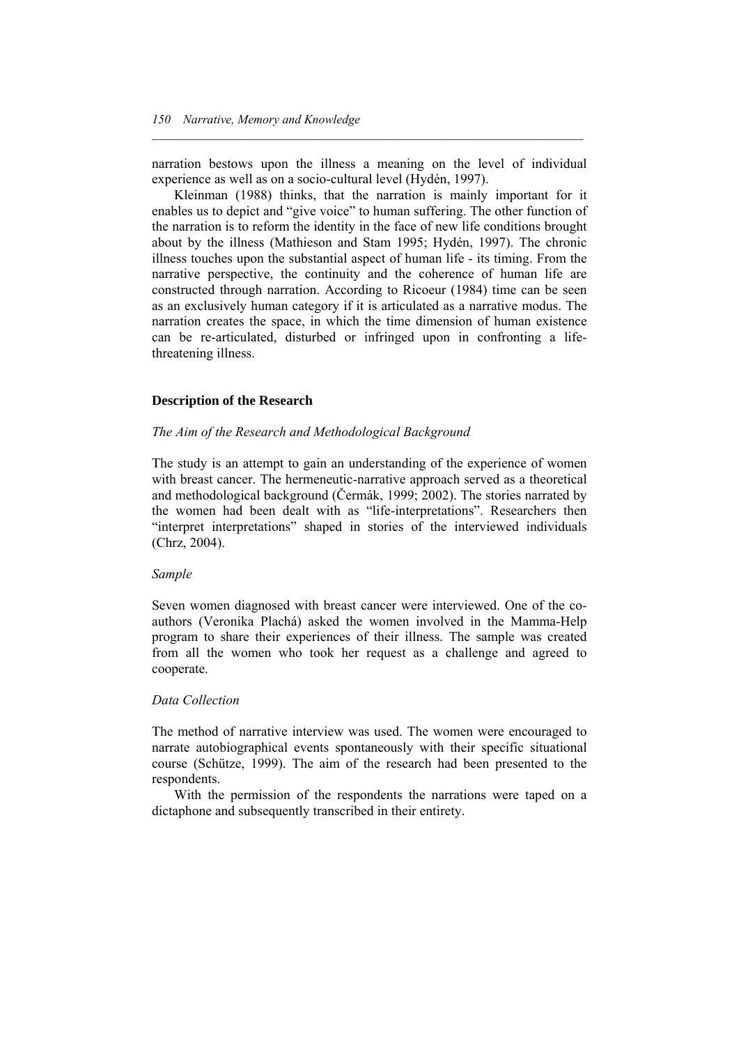narration bestows upon the illness a meaning on the level of individual experience as well as on a socio-cultural level (Hydén, 1997).

Kleinman (1988) thinks, that the narration is mainly important for it enables us to depict and "give voice" to human suffering. The other function of the narration is to reform the identity in the face of new life conditions brought about by the illness (Mathieson and Stam 1995; Hydén, 1997). The chronic illness touches upon the substantial aspect of human life - its timing. From the narrative perspective, the continuity and the coherence of human life are constructed through narration. According to Ricoeur (1984) time can be seen as an exclusively human category if it is articulated as a narrative modus. The narration creates the space, in which the time dimension of human existence can be re-articulated, disturbed or infringed upon in confronting a life-threatening illness.

## Description of the Research

### *The Aim of the Research and Methodological Background*

The study is an attempt to gain an understanding of the experience of women with breast cancer. The hermeneutic-narrative approach served as a theoretical and methodological background (Čermák, 1999; 2002). The stories narrated by the women had been dealt with as "life-interpretations". Researchers then "interpret interpretations" shaped in stories of the interviewed individuals (Chrz, 2004).

### *Sample*

Seven women diagnosed with breast cancer were interviewed. One of the co-authors (Veronika Plachá) asked the women involved in the Mamma-Help program to share their experiences of their illness. The sample was created from all the women who took her request as a challenge and agreed to cooperate.

### *Data Collection*

The method of narrative interview was used. The women were encouraged to narrate autobiographical events spontaneously with their specific situational course (Schütze, 1999). The aim of the research had been presented to the respondents.

With the permission of the respondents the narrations were taped on a dictaphone and subsequently transcribed in their entirety.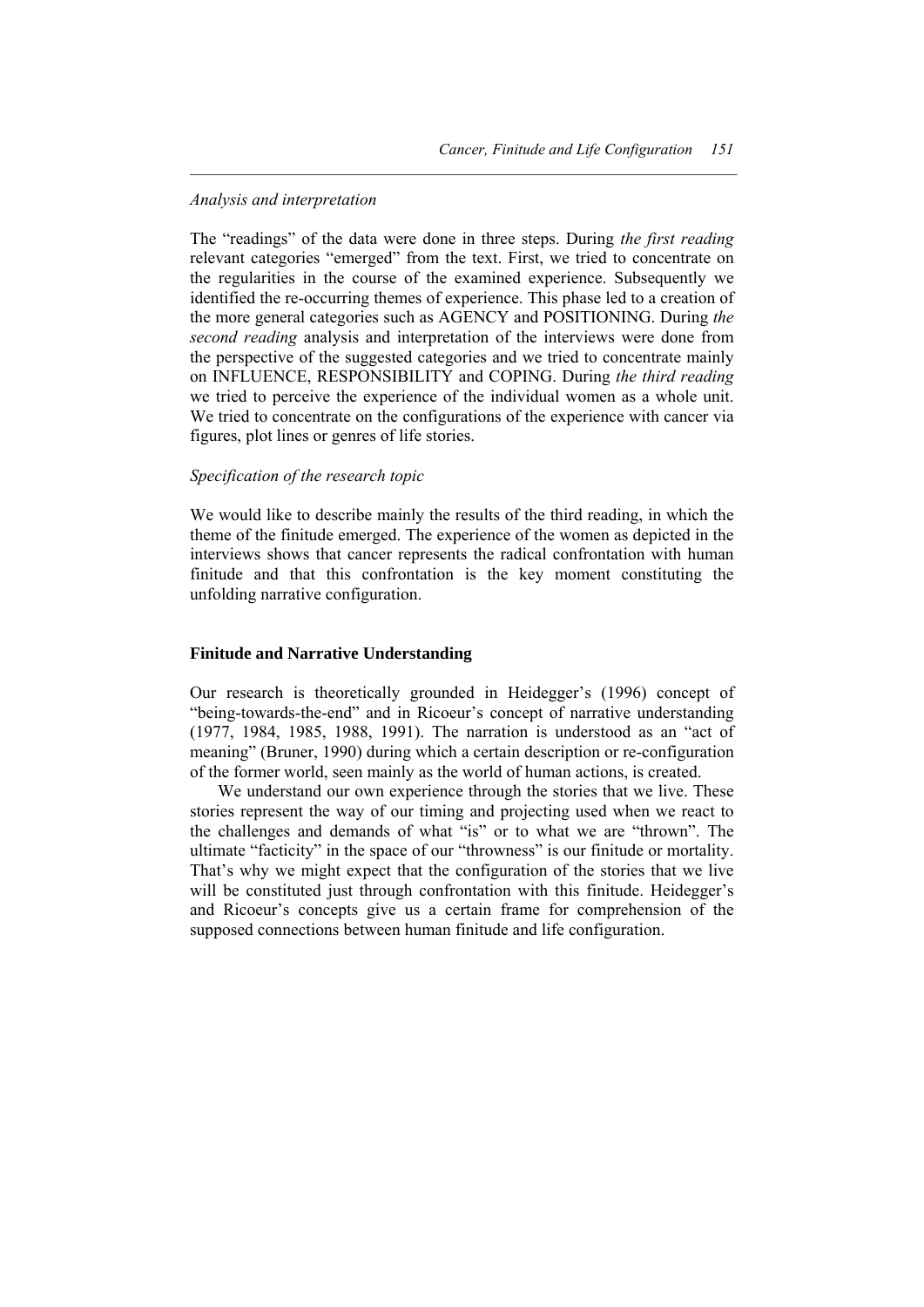*Analysis and interpretation*

The "readings" of the data were done in three steps. During *the first reading* relevant categories "emerged" from the text. First, we tried to concentrate on the regularities in the course of the examined experience. Subsequently we identified the re-occurring themes of experience. This phase led to a creation of the more general categories such as AGENCY and POSITIONING. During *the second reading* analysis and interpretation of the interviews were done from the perspective of the suggested categories and we tried to concentrate mainly on INFLUENCE, RESPONSIBILITY and COPING. During *the third reading* we tried to perceive the experience of the individual women as a whole unit. We tried to concentrate on the configurations of the experience with cancer via figures, plot lines or genres of life stories.

*Specification of the research topic*

We would like to describe mainly the results of the third reading, in which the theme of the finitude emerged. The experience of the women as depicted in the interviews shows that cancer represents the radical confrontation with human finitude and that this confrontation is the key moment constituting the unfolding narrative configuration.

## Finitude and Narrative Understanding

Our research is theoretically grounded in Heidegger's (1996) concept of "being-towards-the-end" and in Ricoeur's concept of narrative understanding (1977, 1984, 1985, 1988, 1991). The narration is understood as an "act of meaning" (Bruner, 1990) during which a certain description or re-configuration of the former world, seen mainly as the world of human actions, is created.

We understand our own experience through the stories that we live. These stories represent the way of our timing and projecting used when we react to the challenges and demands of what "is" or to what we are "thrown". The ultimate "facticity" in the space of our "throwness" is our finitude or mortality. That's why we might expect that the configuration of the stories that we live will be constituted just through confrontation with this finitude. Heidegger's and Ricoeur's concepts give us a certain frame for comprehension of the supposed connections between human finitude and life configuration.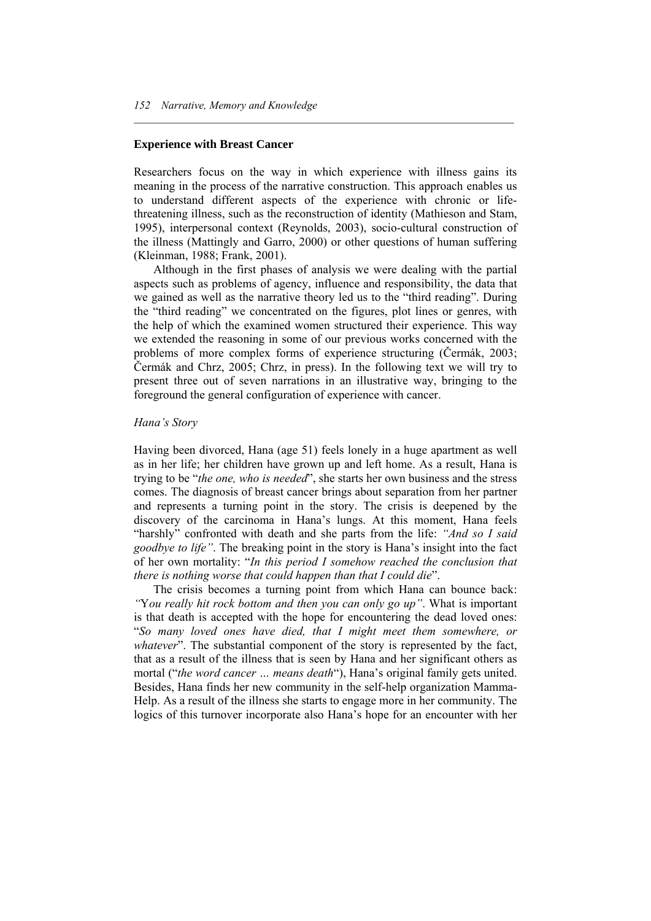### Experience with Breast Cancer

Researchers focus on the way in which experience with illness gains its meaning in the process of the narrative construction. This approach enables us to understand different aspects of the experience with chronic or life-threatening illness, such as the reconstruction of identity (Mathieson and Stam, 1995), interpersonal context (Reynolds, 2003), socio-cultural construction of the illness (Mattingly and Garro, 2000) or other questions of human suffering (Kleinman, 1988; Frank, 2001).

Although in the first phases of analysis we were dealing with the partial aspects such as problems of agency, influence and responsibility, the data that we gained as well as the narrative theory led us to the "third reading". During the "third reading" we concentrated on the figures, plot lines or genres, with the help of which the examined women structured their experience. This way we extended the reasoning in some of our previous works concerned with the problems of more complex forms of experience structuring (Čermák, 2003; Čermák and Chrz, 2005; Chrz, in press). In the following text we will try to present three out of seven narrations in an illustrative way, bringing to the foreground the general configuration of experience with cancer.

#### *Hana's Story*

Having been divorced, Hana (age 51) feels lonely in a huge apartment as well as in her life; her children have grown up and left home. As a result, Hana is trying to be "*the one, who is needed*", she starts her own business and the stress comes. The diagnosis of breast cancer brings about separation from her partner and represents a turning point in the story. The crisis is deepened by the discovery of the carcinoma in Hana's lungs. At this moment, Hana feels "harshly" confronted with death and she parts from the life: *"And so I said goodbye to life"*. The breaking point in the story is Hana's insight into the fact of her own mortality: "*In this period I somehow reached the conclusion that there is nothing worse that could happen than that I could die*".

The crisis becomes a turning point from which Hana can bounce back: *"You really hit rock bottom and then you can only go up"*. What is important is that death is accepted with the hope for encountering the dead loved ones: "*So many loved ones have died, that I might meet them somewhere, or whatever*". The substantial component of the story is represented by the fact, that as a result of the illness that is seen by Hana and her significant others as mortal ("*the word cancer … means death*"), Hana's original family gets united. Besides, Hana finds her new community in the self-help organization Mamma-Help. As a result of the illness she starts to engage more in her community. The logics of this turnover incorporate also Hana's hope for an encounter with her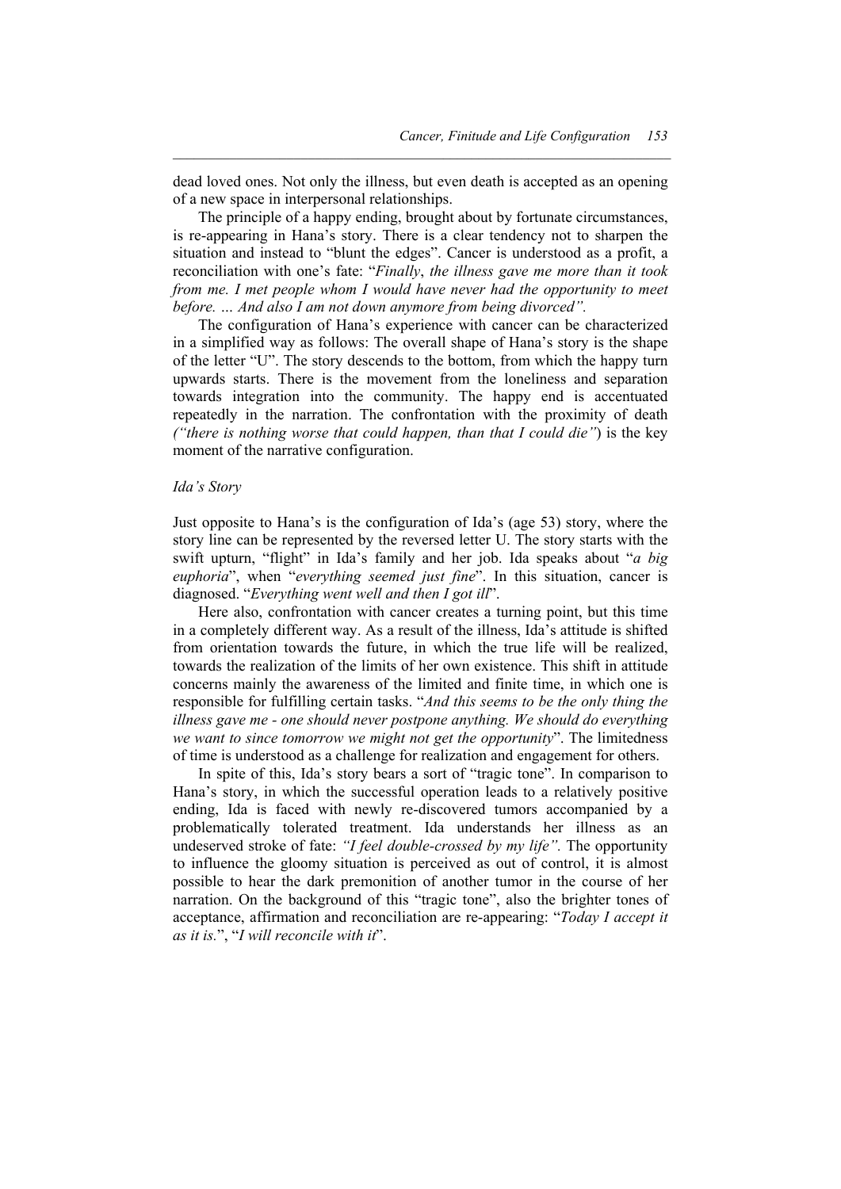dead loved ones. Not only the illness, but even death is accepted as an opening of a new space in interpersonal relationships.

The principle of a happy ending, brought about by fortunate circumstances, is re-appearing in Hana's story. There is a clear tendency not to sharpen the situation and instead to "blunt the edges". Cancer is understood as a profit, a reconciliation with one's fate: "*Finally*, *the illness gave me more than it took from me. I met people whom I would have never had the opportunity to meet before. … And also I am not down anymore from being divorced".*

The configuration of Hana's experience with cancer can be characterized in a simplified way as follows: The overall shape of Hana's story is the shape of the letter "U". The story descends to the bottom, from which the happy turn upwards starts. There is the movement from the loneliness and separation towards integration into the community. The happy end is accentuated repeatedly in the narration. The confrontation with the proximity of death *("there is nothing worse that could happen, than that I could die"*) is the key moment of the narrative configuration.

*Ida's Story*

Just opposite to Hana's is the configuration of Ida's (age 53) story, where the story line can be represented by the reversed letter U. The story starts with the swift upturn, "flight" in Ida's family and her job. Ida speaks about "*a big euphoria*", when "*everything seemed just fine*". In this situation, cancer is diagnosed. "*Everything went well and then I got ill*".

Here also, confrontation with cancer creates a turning point, but this time in a completely different way. As a result of the illness, Ida's attitude is shifted from orientation towards the future, in which the true life will be realized, towards the realization of the limits of her own existence. This shift in attitude concerns mainly the awareness of the limited and finite time, in which one is responsible for fulfilling certain tasks. "*And this seems to be the only thing the illness gave me - one should never postpone anything. We should do everything we want to since tomorrow we might not get the opportunity*". The limitedness of time is understood as a challenge for realization and engagement for others.

In spite of this, Ida's story bears a sort of "tragic tone". In comparison to Hana's story, in which the successful operation leads to a relatively positive ending, Ida is faced with newly re-discovered tumors accompanied by a problematically tolerated treatment. Ida understands her illness as an undeserved stroke of fate: *"I feel double-crossed by my life".* The opportunity to influence the gloomy situation is perceived as out of control, it is almost possible to hear the dark premonition of another tumor in the course of her narration. On the background of this "tragic tone", also the brighter tones of acceptance, affirmation and reconciliation are re-appearing: "*Today I accept it as it is.*", "*I will reconcile with it*".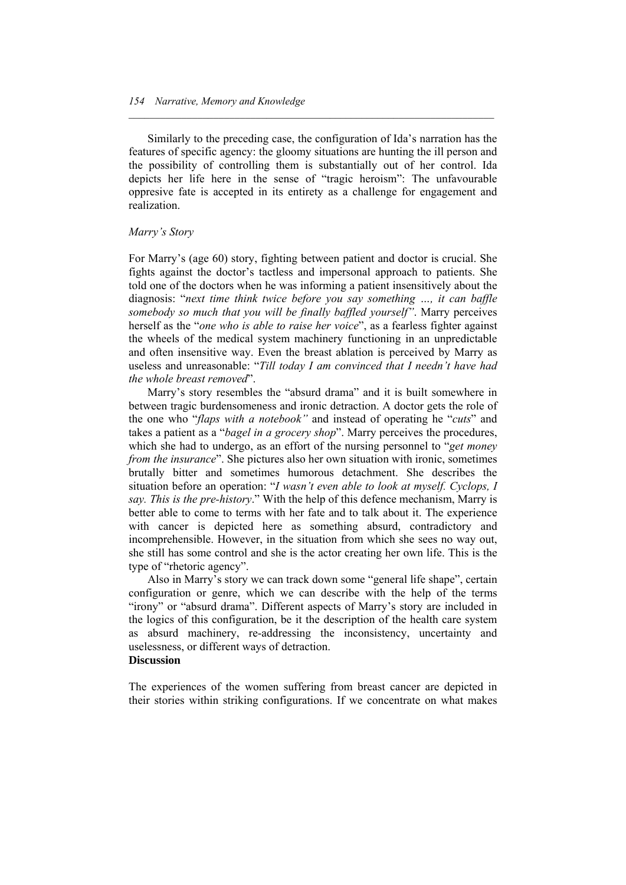Similarly to the preceding case, the configuration of Ida's narration has the features of specific agency: the gloomy situations are hunting the ill person and the possibility of controlling them is substantially out of her control. Ida depicts her life here in the sense of "tragic heroism": The unfavourable oppresive fate is accepted in its entirety as a challenge for engagement and realization.

*Marry's Story*

For Marry's (age 60) story, fighting between patient and doctor is crucial. She fights against the doctor's tactless and impersonal approach to patients. She told one of the doctors when he was informing a patient insensitively about the diagnosis: "*next time think twice before you say something …, it can baffle somebody so much that you will be finally baffled yourself"*. Marry perceives herself as the "*one who is able to raise her voice*", as a fearless fighter against the wheels of the medical system machinery functioning in an unpredictable and often insensitive way. Even the breast ablation is perceived by Marry as useless and unreasonable: "*Till today I am convinced that I needn't have had the whole breast removed*".

Marry's story resembles the "absurd drama" and it is built somewhere in between tragic burdensomeness and ironic detraction. A doctor gets the role of the one who "*flaps with a notebook"* and instead of operating he "*cuts*" and takes a patient as a "*bagel in a grocery shop*". Marry perceives the procedures, which she had to undergo, as an effort of the nursing personnel to "*get money from the insurance*". She pictures also her own situation with ironic, sometimes brutally bitter and sometimes humorous detachment. She describes the situation before an operation: "*I wasn't even able to look at myself. Cyclops, I say. This is the pre-history*." With the help of this defence mechanism, Marry is better able to come to terms with her fate and to talk about it. The experience with cancer is depicted here as something absurd, contradictory and incomprehensible. However, in the situation from which she sees no way out, she still has some control and she is the actor creating her own life. This is the type of "rhetoric agency".

Also in Marry's story we can track down some "general life shape", certain configuration or genre, which we can describe with the help of the terms "irony" or "absurd drama". Different aspects of Marry's story are included in the logics of this configuration, be it the description of the health care system as absurd machinery, re-addressing the inconsistency, uncertainty and uselessness, or different ways of detraction.

**Discussion**

The experiences of the women suffering from breast cancer are depicted in their stories within striking configurations. If we concentrate on what makes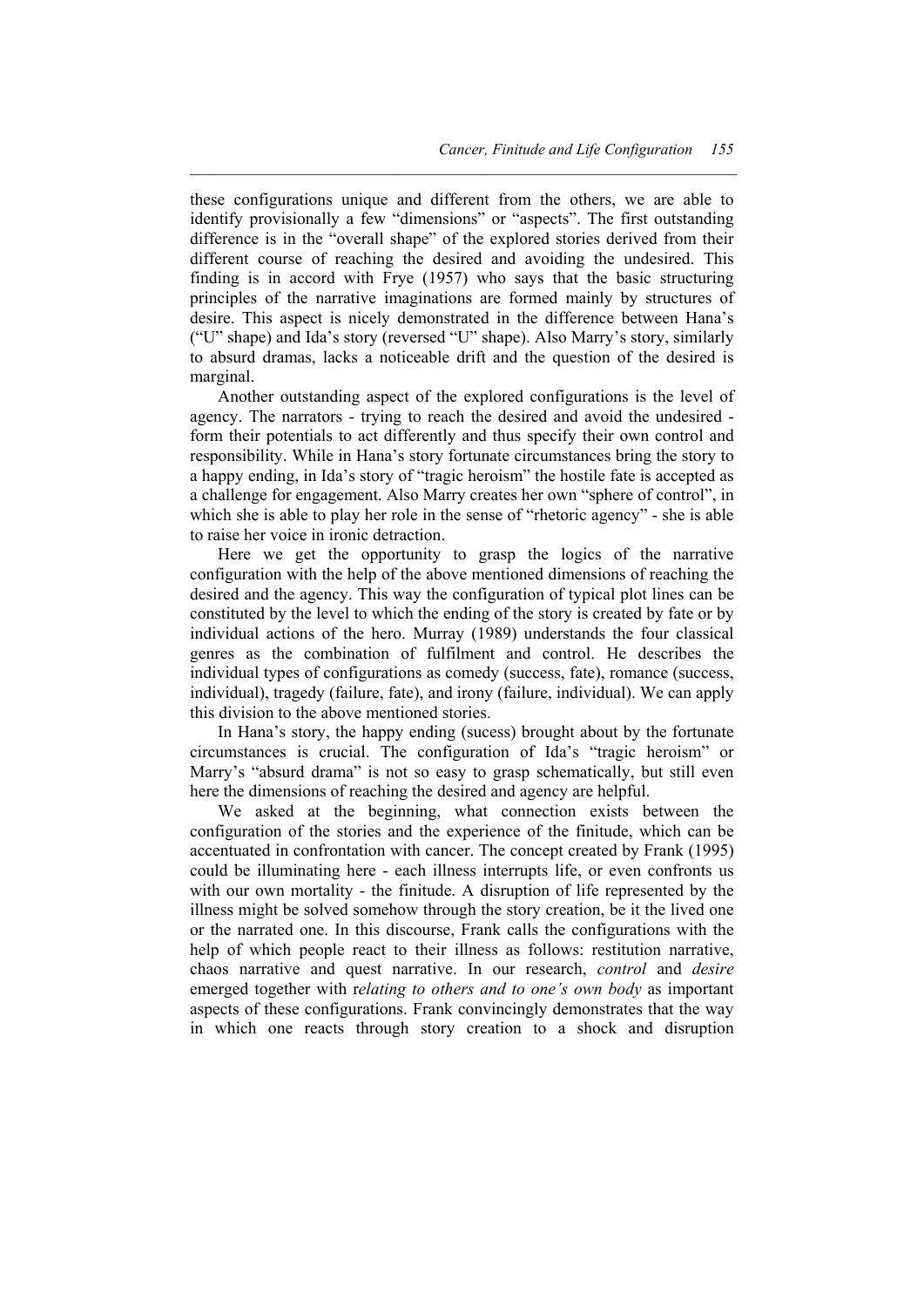these configurations unique and different from the others, we are able to identify provisionally a few "dimensions" or "aspects". The first outstanding difference is in the "overall shape" of the explored stories derived from their different course of reaching the desired and avoiding the undesired. This finding is in accord with Frye (1957) who says that the basic structuring principles of the narrative imaginations are formed mainly by structures of desire. This aspect is nicely demonstrated in the difference between Hana's ("U" shape) and Ida's story (reversed "U" shape). Also Marry's story, similarly to absurd dramas, lacks a noticeable drift and the question of the desired is marginal.

Another outstanding aspect of the explored configurations is the level of agency. The narrators - trying to reach the desired and avoid the undesired - form their potentials to act differently and thus specify their own control and responsibility. While in Hana's story fortunate circumstances bring the story to a happy ending, in Ida's story of "tragic heroism" the hostile fate is accepted as a challenge for engagement. Also Marry creates her own "sphere of control", in which she is able to play her role in the sense of "rhetoric agency" - she is able to raise her voice in ironic detraction.

Here we get the opportunity to grasp the logics of the narrative configuration with the help of the above mentioned dimensions of reaching the desired and the agency. This way the configuration of typical plot lines can be constituted by the level to which the ending of the story is created by fate or by individual actions of the hero. Murray (1989) understands the four classical genres as the combination of fulfilment and control. He describes the individual types of configurations as comedy (success, fate), romance (success, individual), tragedy (failure, fate), and irony (failure, individual). We can apply this division to the above mentioned stories.

In Hana's story, the happy ending (sucess) brought about by the fortunate circumstances is crucial. The configuration of Ida's "tragic heroism" or Marry's "absurd drama" is not so easy to grasp schematically, but still even here the dimensions of reaching the desired and agency are helpful.

We asked at the beginning, what connection exists between the configuration of the stories and the experience of the finitude, which can be accentuated in confrontation with cancer. The concept created by Frank (1995) could be illuminating here - each illness interrupts life, or even confronts us with our own mortality - the finitude. A disruption of life represented by the illness might be solved somehow through the story creation, be it the lived one or the narrated one. In this discourse, Frank calls the configurations with the help of which people react to their illness as follows: restitution narrative, chaos narrative and quest narrative. In our research, *control* and *desire* emerged together with r*elating to others and to one's own body* as important aspects of these configurations. Frank convincingly demonstrates that the way in which one reacts through story creation to a shock and disruption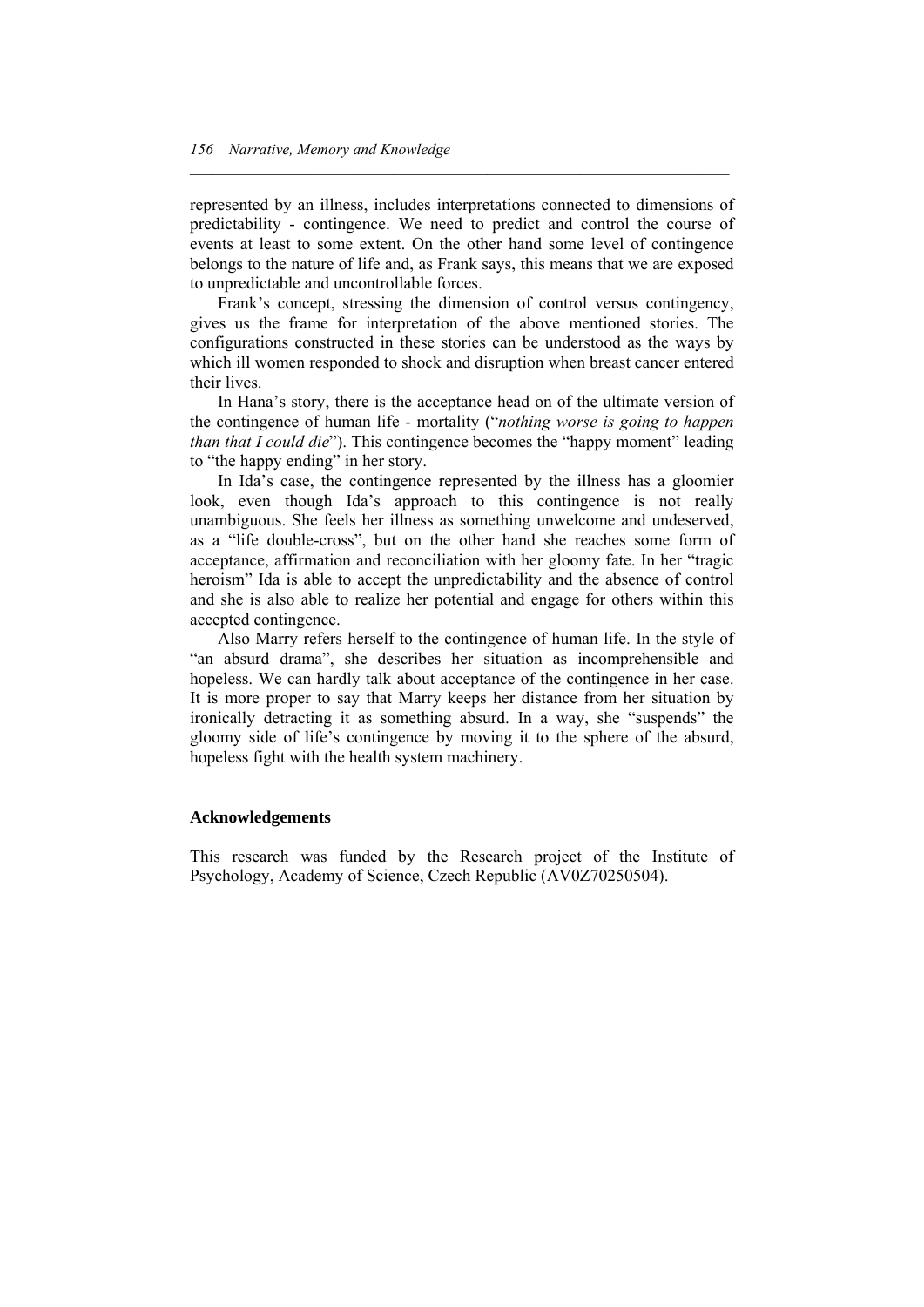represented by an illness, includes interpretations connected to dimensions of predictability - contingence. We need to predict and control the course of events at least to some extent. On the other hand some level of contingence belongs to the nature of life and, as Frank says, this means that we are exposed to unpredictable and uncontrollable forces.

Frank's concept, stressing the dimension of control versus contingency, gives us the frame for interpretation of the above mentioned stories. The configurations constructed in these stories can be understood as the ways by which ill women responded to shock and disruption when breast cancer entered their lives.

In Hana's story, there is the acceptance head on of the ultimate version of the contingence of human life - mortality ("*nothing worse is going to happen than that I could die*"). This contingence becomes the "happy moment" leading to "the happy ending" in her story.

In Ida's case, the contingence represented by the illness has a gloomier look, even though Ida's approach to this contingence is not really unambiguous. She feels her illness as something unwelcome and undeserved, as a "life double-cross", but on the other hand she reaches some form of acceptance, affirmation and reconciliation with her gloomy fate. In her "tragic heroism" Ida is able to accept the unpredictability and the absence of control and she is also able to realize her potential and engage for others within this accepted contingence.

Also Marry refers herself to the contingence of human life. In the style of "an absurd drama", she describes her situation as incomprehensible and hopeless. We can hardly talk about acceptance of the contingence in her case. It is more proper to say that Marry keeps her distance from her situation by ironically detracting it as something absurd. In a way, she "suspends" the gloomy side of life's contingence by moving it to the sphere of the absurd, hopeless fight with the health system machinery.

## Acknowledgements

This research was funded by the Research project of the Institute of Psychology, Academy of Science, Czech Republic (AV0Z70250504).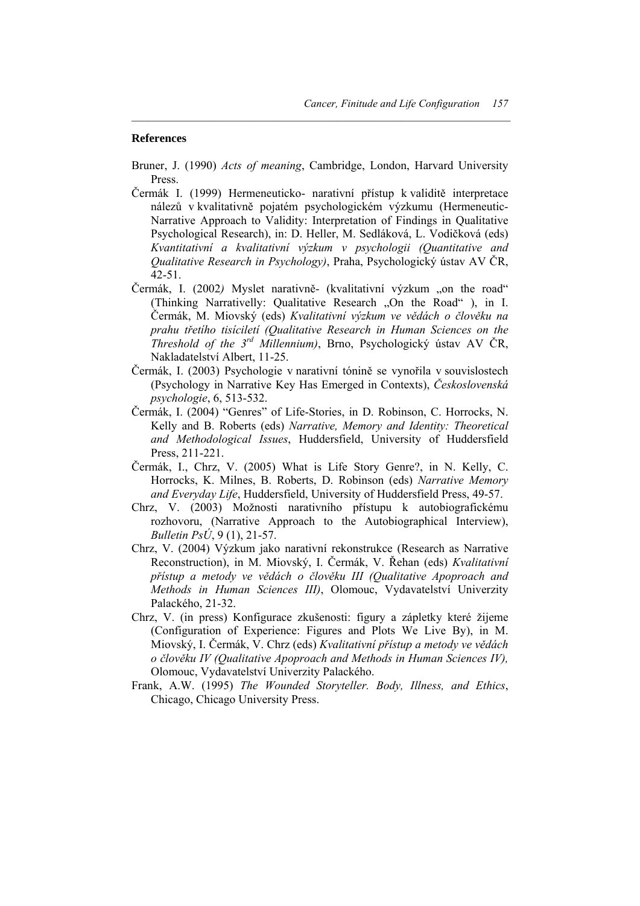## References

Bruner, J. (1990) *Acts of meaning*, Cambridge, London, Harvard University Press.

Čermák I. (1999) Hermeneuticko- narativní přístup k validitě interpretace nálezů v kvalitativně pojatém psychologickém výzkumu (Hermeneutic-Narrative Approach to Validity: Interpretation of Findings in Qualitative Psychological Research), in: D. Heller, M. Sedláková, L. Vodičková (eds) *Kvantitativní a kvalitativní výzkum v psychologii (Quantitative and Qualitative Research in Psychology)*, Praha, Psychologický ústav AV ČR, 42-51.

Čermák, I. (2002*)* Myslet narativně- (kvalitativní výzkum „on the road“ (Thinking Narrativelly: Qualitative Research „On the Road“ ), in I. Čermák, M. Miovský (eds) *Kvalitativní výzkum ve vědách o člověku na prahu třetího tisíciletí (Qualitative Research in Human Sciences on the Threshold of the 3rd Millennium)*, Brno, Psychologický ústav AV ČR, Nakladatelství Albert, 11-25.

Čermák, I. (2003) Psychologie v narativní tónině se vynořila v souvislostech (Psychology in Narrative Key Has Emerged in Contexts), *Československá psychologie*, 6, 513-532.

Čermák, I. (2004) “Genres” of Life-Stories, in D. Robinson, C. Horrocks, N. Kelly and B. Roberts (eds) *Narrative, Memory and Identity: Theoretical and Methodological Issues*, Huddersfield, University of Huddersfield Press, 211-221.

Čermák, I., Chrz, V. (2005) What is Life Story Genre?, in N. Kelly, C. Horrocks, K. Milnes, B. Roberts, D. Robinson (eds) *Narrative Memory and Everyday Life*, Huddersfield, University of Huddersfield Press, 49-57.

Chrz, V. (2003) Možnosti narativního přístupu k autobiografickému rozhovoru, (Narrative Approach to the Autobiographical Interview), *Bulletin PsÚ*, 9 (1), 21-57.

Chrz, V. (2004) Výzkum jako narativní rekonstrukce (Research as Narrative Reconstruction), in M. Miovský, I. Čermák, V. Řehan (eds) *Kvalitativní přístup a metody ve vědách o člověku III (Qualitative Apoproach and Methods in Human Sciences III)*, Olomouc, Vydavatelství Univerzity Palackého, 21-32.

Chrz, V. (in press) Konfigurace zkušenosti: figury a zápletky které žijeme (Configuration of Experience: Figures and Plots We Live By), in M. Miovský, I. Čermák, V. Chrz (eds) *Kvalitativní přístup a metody ve vědách o člověku IV (Qualitative Apoproach and Methods in Human Sciences IV),* Olomouc, Vydavatelství Univerzity Palackého.

Frank, A.W. (1995) *The Wounded Storyteller. Body, Illness, and Ethics*, Chicago, Chicago University Press.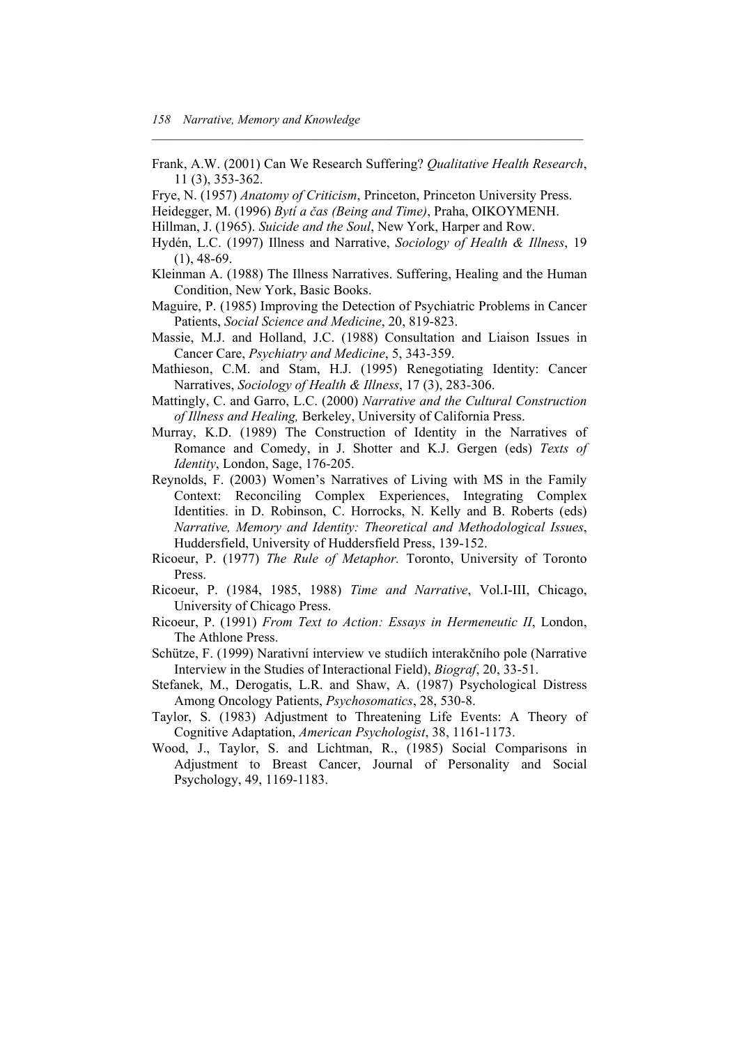Frank, A.W. (2001) Can We Research Suffering? *Qualitative Health Research*, 11 (3), 353-362.

Frye, N. (1957) *Anatomy of Criticism*, Princeton, Princeton University Press.

Heidegger, M. (1996) *Bytí a čas (Being and Time)*, Praha, OIKOYMENH.

Hillman, J. (1965). *Suicide and the Soul*, New York, Harper and Row.

Hydén, L.C. (1997) Illness and Narrative, *Sociology of Health & Illness*, 19 (1), 48-69.

Kleinman A. (1988) The Illness Narratives. Suffering, Healing and the Human Condition, New York, Basic Books.

Maguire, P. (1985) Improving the Detection of Psychiatric Problems in Cancer Patients, *Social Science and Medicine*, 20, 819-823.

Massie, M.J. and Holland, J.C. (1988) Consultation and Liaison Issues in Cancer Care, *Psychiatry and Medicine*, 5, 343-359.

Mathieson, C.M. and Stam, H.J. (1995) Renegotiating Identity: Cancer Narratives, *Sociology of Health & Illness*, 17 (3), 283-306.

Mattingly, C. and Garro, L.C. (2000) *Narrative and the Cultural Construction of Illness and Healing,* Berkeley, University of California Press.

Murray, K.D. (1989) The Construction of Identity in the Narratives of Romance and Comedy, in J. Shotter and K.J. Gergen (eds) *Texts of Identity*, London, Sage, 176-205.

Reynolds, F. (2003) Women's Narratives of Living with MS in the Family Context: Reconciling Complex Experiences, Integrating Complex Identities. in D. Robinson, C. Horrocks, N. Kelly and B. Roberts (eds) *Narrative, Memory and Identity: Theoretical and Methodological Issues*, Huddersfield, University of Huddersfield Press, 139-152.

Ricoeur, P. (1977) *The Rule of Metaphor.* Toronto, University of Toronto Press.

Ricoeur, P. (1984, 1985, 1988) *Time and Narrative*, Vol.I-III, Chicago, University of Chicago Press.

Ricoeur, P. (1991) *From Text to Action: Essays in Hermeneutic II*, London, The Athlone Press.

Schütze, F. (1999) Narativní interview ve studiích interakčního pole (Narrative Interview in the Studies of Interactional Field), *Biograf*, 20, 33-51.

Stefanek, M., Derogatis, L.R. and Shaw, A. (1987) Psychological Distress Among Oncology Patients, *Psychosomatics*, 28, 530-8.

Taylor, S. (1983) Adjustment to Threatening Life Events: A Theory of Cognitive Adaptation, *American Psychologist*, 38, 1161-1173.

Wood, J., Taylor, S. and Lichtman, R., (1985) Social Comparisons in Adjustment to Breast Cancer, Journal of Personality and Social Psychology, 49, 1169-1183.